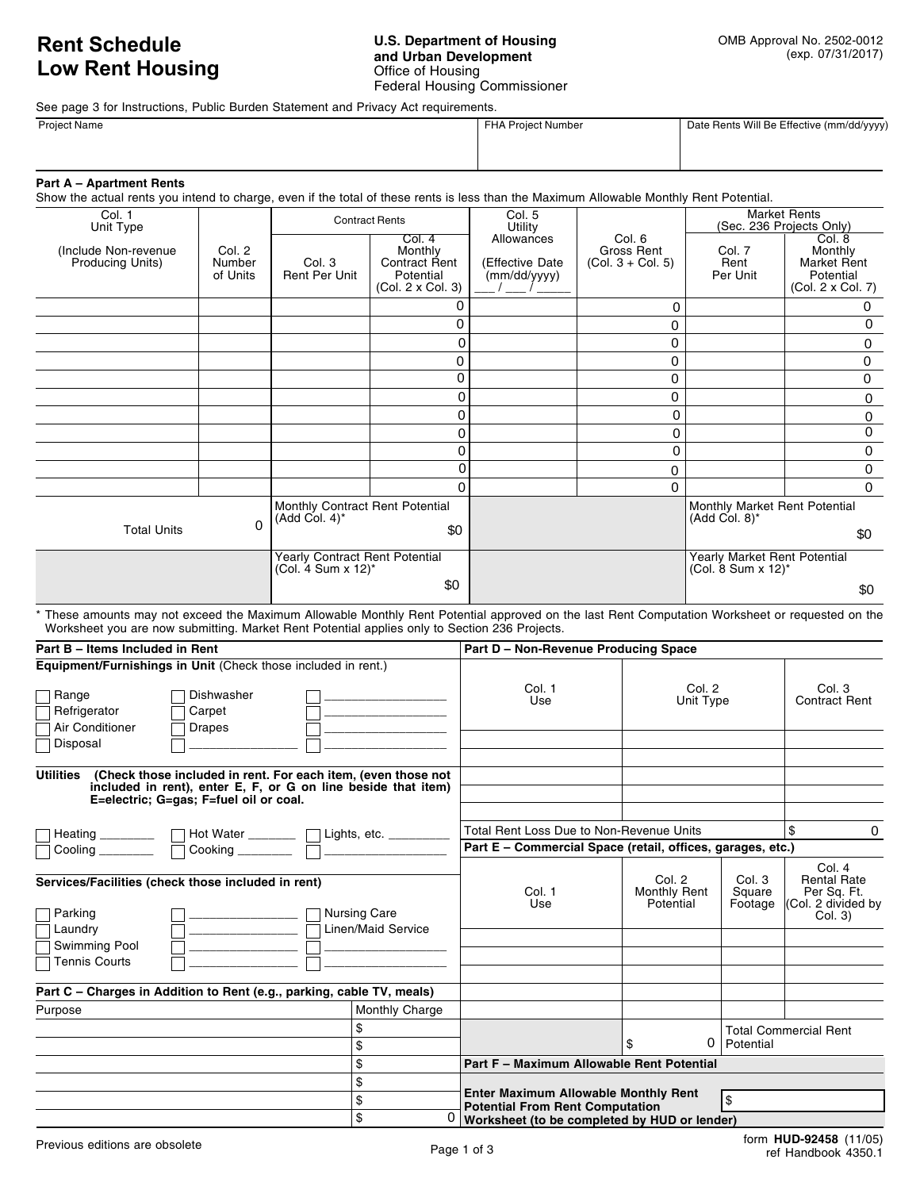# Rent Schedule Low Rent Housing

**U.S. Department of Housing and Urban Development**
Office of Housing
Federal Housing Commissioner

OMB Approval No. 2502-0012 (exp. 07/31/2017)

See page 3 for Instructions, Public Burden Statement and Privacy Act requirements.

| Project Name | FHA Project Number | Date Rents Will Be Effective (mm/dd/yyyy) |
|---|---|---|
| | | |

## Part A – Apartment Rents

Show the actual rents you intend to charge, even if the total of these rents is less than the Maximum Allowable Monthly Rent Potential.

| Col. 1 Unit Type (Include Non-revenue Producing Units) | Col. 2 Number of Units | Contract Rents | | Col. 5 Utility Allowances (Effective Date (mm/dd/yyyy) ___ / ___ / _____) | Col. 6 Gross Rent (Col. 3 + Col. 5) | Market Rents (Sec. 236 Projects Only) | |
|---|---|---|---|---|---|---|---|
| | | Col. 3 Rent Per Unit | Col. 4 Monthly Contract Rent Potential (Col. 2 x Col. 3) | | | Col. 7 Rent Per Unit | Col. 8 Monthly Market Rent Potential (Col. 2 x Col. 7) |
| | | | 0 | | 0 | | 0 |
| | | | 0 | | 0 | | 0 |
| | | | 0 | | 0 | | 0 |
| | | | 0 | | 0 | | 0 |
| | | | 0 | | 0 | | 0 |
| | | | 0 | | 0 | | 0 |
| | | | 0 | | 0 | | 0 |
| | | | 0 | | 0 | | 0 |
| | | | 0 | | 0 | | 0 |
| | | | 0 | | 0 | | 0 |
| | | | 0 | | 0 | | 0 |
| Total Units | 0 | Monthly Contract Rent Potential (Add Col. 4)* | $0 | | | Monthly Market Rent Potential (Add Col. 8)* | $0 |
| | | Yearly Contract Rent Potential (Col. 4 Sum x 12)* | $0 | | | Yearly Market Rent Potential (Col. 8 Sum x 12)* | $0 |

\* These amounts may not exceed the Maximum Allowable Monthly Rent Potential approved on the last Rent Computation Worksheet or requested on the Worksheet you are now submitting. Market Rent Potential applies only to Section 236 Projects.

## Part B – Items Included in Rent

**Equipment/Furnishings in Unit** (Check those included in rent.)

- ☐ Range
- ☐ Refrigerator
- ☐ Air Conditioner
- ☐ Disposal
- ☐ Dishwasher
- ☐ Carpet
- ☐ Drapes
- ☐ ______________
- ☐ ______________
- ☐ ______________
- ☐ ______________
- ☐ ______________

**Utilities (Check those included in rent. For each item, (even those not included in rent), enter E, F, or G on line beside that item) E=electric; G=gas; F=fuel oil or coal.**

- ☐ Heating ________
- ☐ Cooling ________
- ☐ Hot Water ________
- ☐ Cooking ________
- ☐ Lights, etc. ________
- ☐ ______________

**Services/Facilities (check those included in rent)**

- ☐ Parking
- ☐ Laundry
- ☐ Swimming Pool
- ☐ Tennis Courts
- ☐ ______________
- ☐ ______________
- ☐ ______________
- ☐ ______________
- ☐ Nursing Care
- ☐ Linen/Maid Service
- ☐ ______________
- ☐ ______________

## Part C – Charges in Addition to Rent (e.g., parking, cable TV, meals)

| Purpose | Monthly Charge |
|---|---|
| | $ |
| | $ |
| | $ |
| | $ |
| | $ |
| | $ 0 |

## Part D – Non-Revenue Producing Space

| Col. 1 Use | Col. 2 Unit Type | Col. 3 Contract Rent |
|---|---|---|
| | | |
| | | |
| | | |
| | | |
| | | |
| Total Rent Loss Due to Non-Revenue Units | | $ 0 |

## Part E – Commercial Space (retail, offices, garages, etc.)

| Col. 1 Use | Col. 2 Monthly Rent Potential | Col. 3 Square Footage | Col. 4 Rental Rate Per Sq. Ft. (Col. 2 divided by Col. 3) |
|---|---|---|---|
| | | | |
| | | | |
| | | | |
| | | | |
| | | | |
| | $ 0 | Total Commercial Rent Potential | |

## Part F – Maximum Allowable Rent Potential

**Enter Maximum Allowable Monthly Rent Potential From Rent Computation Worksheet (to be completed by HUD or lender)** $

Previous editions are obsolete

form **HUD-92458** (11/05)
ref Handbook 4350.1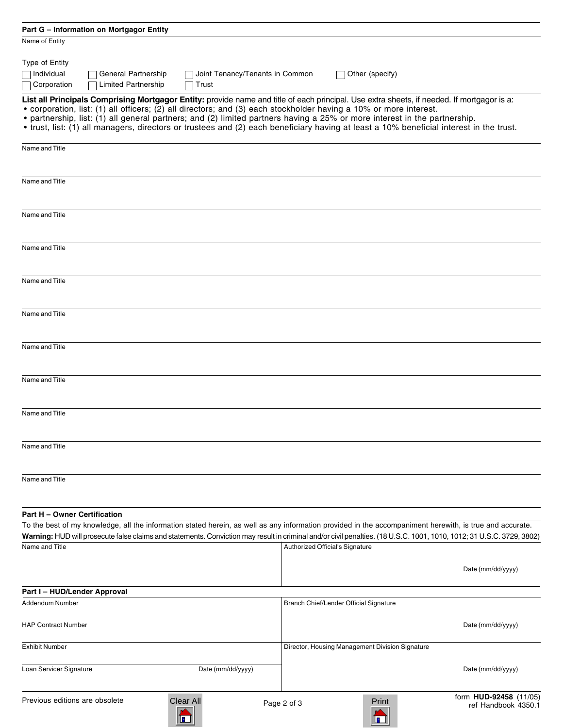## Part G – Information on Mortgagor Entity

Name of Entity

Type of Entity

- [ ] Individual
- [ ] General Partnership
- [ ] Joint Tenancy/Tenants in Common
- [ ] Other (specify)
- [ ] Corporation
- [ ] Limited Partnership
- [ ] Trust

**List all Principals Comprising Mortgagor Entity:** provide name and title of each principal. Use extra sheets, if needed. If mortgagor is a:

- corporation, list: (1) all officers; (2) all directors; and (3) each stockholder having a 10% or more interest.
- partnership, list: (1) all general partners; and (2) limited partners having a 25% or more interest in the partnership.
- trust, list: (1) all managers, directors or trustees and (2) each beneficiary having at least a 10% beneficial interest in the trust.

Name and Title

Name and Title

Name and Title

Name and Title

Name and Title

Name and Title

Name and Title

Name and Title

Name and Title

Name and Title

Name and Title

## Part H – Owner Certification

To the best of my knowledge, all the information stated herein, as well as any information provided in the accompaniment herewith, is true and accurate.

**Warning:** HUD will prosecute false claims and statements. Conviction may result in criminal and/or civil penalties. (18 U.S.C. 1001, 1010, 1012; 31 U.S.C. 3729, 3802)

| Name and Title | Authorized Official's Signature<br><br>Date (mm/dd/yyyy) |
| --- | --- |

## Part I – HUD/Lender Approval

| | | |
| --- | --- | --- |
| Addendum Number | | Branch Chief/Lender Official Signature<br><br>Date (mm/dd/yyyy) |
| HAP Contract Number | | |
| Exhibit Number | | Director, Housing Management Division Signature<br><br>Date (mm/dd/yyyy) |
| Loan Servicer Signature | Date (mm/dd/yyyy) | |

Previous editions are obsolete

form **HUD-92458** (11/05)
ref Handbook 4350.1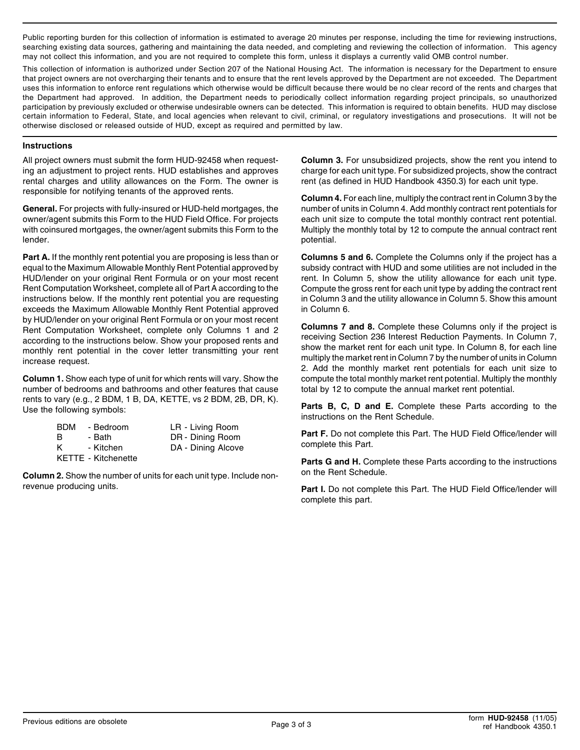Public reporting burden for this collection of information is estimated to average 20 minutes per response, including the time for reviewing instructions, searching existing data sources, gathering and maintaining the data needed, and completing and reviewing the collection of information. This agency may not collect this information, and you are not required to complete this form, unless it displays a currently valid OMB control number.

This collection of information is authorized under Section 207 of the National Housing Act. The information is necessary for the Department to ensure that project owners are not overcharging their tenants and to ensure that the rent levels approved by the Department are not exceeded. The Department uses this information to enforce rent regulations which otherwise would be difficult because there would be no clear record of the rents and charges that the Department had approved. In addition, the Department needs to periodically collect information regarding project principals, so unauthorized participation by previously excluded or otherwise undesirable owners can be detected. This information is required to obtain benefits. HUD may disclose certain information to Federal, State, and local agencies when relevant to civil, criminal, or regulatory investigations and prosecutions. It will not be otherwise disclosed or released outside of HUD, except as required and permitted by law.

## Instructions

All project owners must submit the form HUD-92458 when requesting an adjustment to project rents. HUD establishes and approves rental charges and utility allowances on the Form. The owner is responsible for notifying tenants of the approved rents.

**General.** For projects with fully-insured or HUD-held mortgages, the owner/agent submits this Form to the HUD Field Office. For projects with coinsured mortgages, the owner/agent submits this Form to the lender.

**Part A.** If the monthly rent potential you are proposing is less than or equal to the Maximum Allowable Monthly Rent Potential approved by HUD/lender on your original Rent Formula or on your most recent Rent Computation Worksheet, complete all of Part A according to the instructions below. If the monthly rent potential you are requesting exceeds the Maximum Allowable Monthly Rent Potential approved by HUD/lender on your original Rent Formula or on your most recent Rent Computation Worksheet, complete only Columns 1 and 2 according to the instructions below. Show your proposed rents and monthly rent potential in the cover letter transmitting your rent increase request.

**Column 1.** Show each type of unit for which rents will vary. Show the number of bedrooms and bathrooms and other features that cause rents to vary (e.g., 2 BDM, 1 B, DA, KETTE, vs 2 BDM, 2B, DR, K). Use the following symbols:

| | | |
|---|---|---|
| BDM | - Bedroom | LR - Living Room |
| B | - Bath | DR - Dining Room |
| K | - Kitchen | DA - Dining Alcove |
| KETTE | - Kitchenette | |

**Column 2.** Show the number of units for each unit type. Include non-revenue producing units.

**Column 3.** For unsubsidized projects, show the rent you intend to charge for each unit type. For subsidized projects, show the contract rent (as defined in HUD Handbook 4350.3) for each unit type.

**Column 4.** For each line, multiply the contract rent in Column 3 by the number of units in Column 4. Add monthly contract rent potentials for each unit size to compute the total monthly contract rent potential. Multiply the monthly total by 12 to compute the annual contract rent potential.

**Columns 5 and 6.** Complete the Columns only if the project has a subsidy contract with HUD and some utilities are not included in the rent. In Column 5, show the utility allowance for each unit type. Compute the gross rent for each unit type by adding the contract rent in Column 3 and the utility allowance in Column 5. Show this amount in Column 6.

**Columns 7 and 8.** Complete these Columns only if the project is receiving Section 236 Interest Reduction Payments. In Column 7, show the market rent for each unit type. In Column 8, for each line multiply the market rent in Column 7 by the number of units in Column 2. Add the monthly market rent potentials for each unit size to compute the total monthly market rent potential. Multiply the monthly total by 12 to compute the annual market rent potential.

**Parts B, C, D and E.** Complete these Parts according to the instructions on the Rent Schedule.

**Part F.** Do not complete this Part. The HUD Field Office/lender will complete this Part.

**Parts G and H.** Complete these Parts according to the instructions on the Rent Schedule.

**Part I.** Do not complete this Part. The HUD Field Office/lender will complete this part.

Previous editions are obsolete

form **HUD-92458** (11/05)
ref Handbook 4350.1